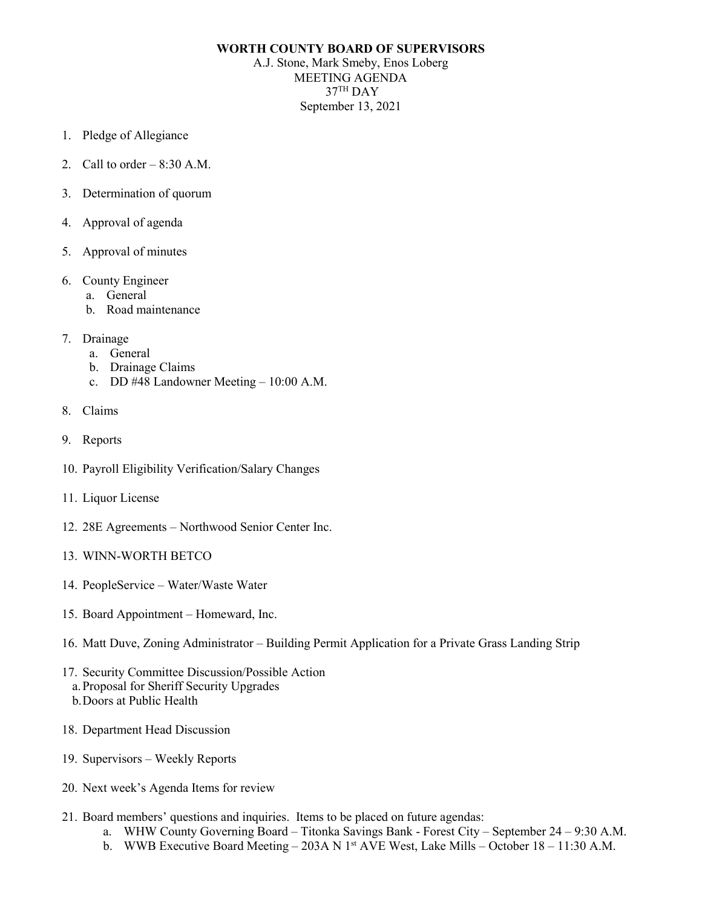**WORTH COUNTY BOARD OF SUPERVISORS**

A.J. Stone, Mark Smeby, Enos Loberg
MEETING AGENDA
37TH DAY
September 13, 2021

1. Pledge of Allegiance
2. Call to order – 8:30 A.M.
3. Determination of quorum
4. Approval of agenda
5. Approval of minutes
6. County Engineer
   a. General
   b. Road maintenance
7. Drainage
   a. General
   b. Drainage Claims
   c. DD #48 Landowner Meeting – 10:00 A.M.
8. Claims
9. Reports
10. Payroll Eligibility Verification/Salary Changes
11. Liquor License
12. 28E Agreements – Northwood Senior Center Inc.
13. WINN-WORTH BETCO
14. PeopleService – Water/Waste Water
15. Board Appointment – Homeward, Inc.
16. Matt Duve, Zoning Administrator – Building Permit Application for a Private Grass Landing Strip
17. Security Committee Discussion/Possible Action
    a. Proposal for Sheriff Security Upgrades
    b. Doors at Public Health
18. Department Head Discussion
19. Supervisors – Weekly Reports
20. Next week's Agenda Items for review
21. Board members' questions and inquiries. Items to be placed on future agendas:
    a. WHW County Governing Board – Titonka Savings Bank - Forest City – September 24 – 9:30 A.M.
    b. WWB Executive Board Meeting – 203A N 1st AVE West, Lake Mills – October 18 – 11:30 A.M.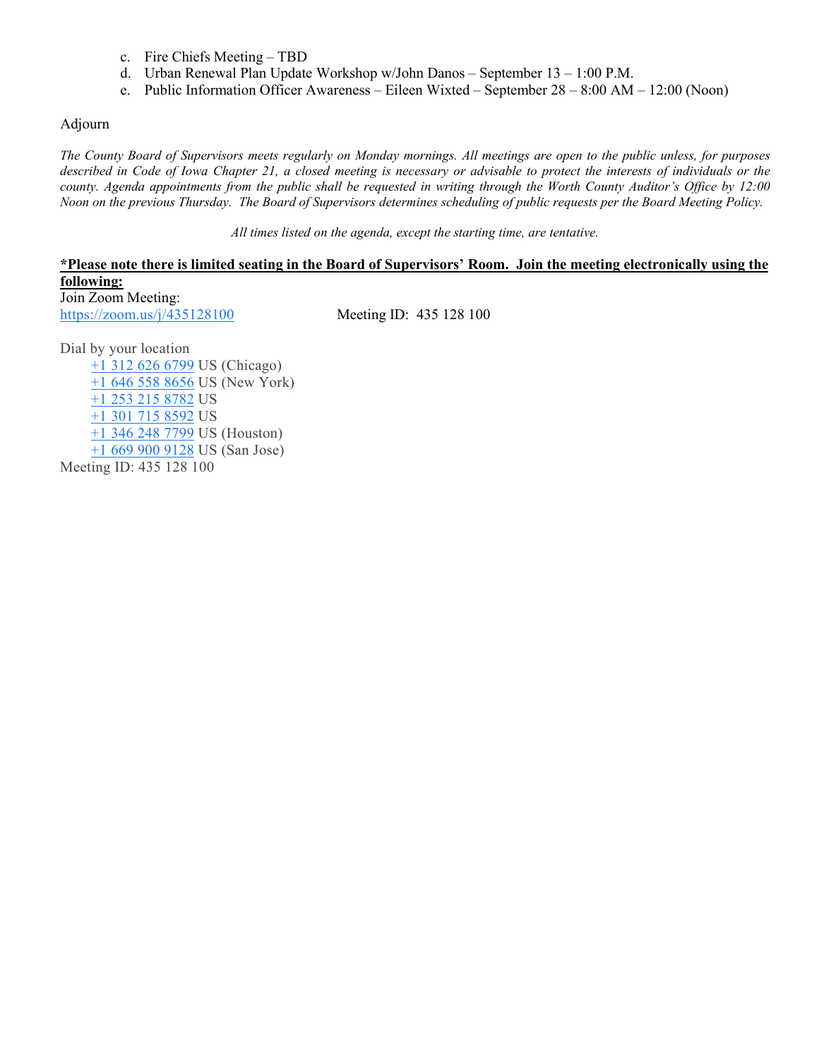c. Fire Chiefs Meeting – TBD
d. Urban Renewal Plan Update Workshop w/John Danos – September 13 – 1:00 P.M.
e. Public Information Officer Awareness – Eileen Wixted – September 28 – 8:00 AM – 12:00 (Noon)

Adjourn

*The County Board of Supervisors meets regularly on Monday mornings. All meetings are open to the public unless, for purposes described in Code of Iowa Chapter 21, a closed meeting is necessary or advisable to protect the interests of individuals or the county. Agenda appointments from the public shall be requested in writing through the Worth County Auditor's Office by 12:00 Noon on the previous Thursday. The Board of Supervisors determines scheduling of public requests per the Board Meeting Policy.*

*All times listed on the agenda, except the starting time, are tentative.*

**\*Please note there is limited seating in the Board of Supervisors' Room. Join the meeting electronically using the following:**

Join Zoom Meeting:
https://zoom.us/j/435128100 Meeting ID: 435 128 100

Dial by your location
- +1 312 626 6799 US (Chicago)
- +1 646 558 8656 US (New York)
- +1 253 215 8782 US
- +1 301 715 8592 US
- +1 346 248 7799 US (Houston)
- +1 669 900 9128 US (San Jose)

Meeting ID: 435 128 100